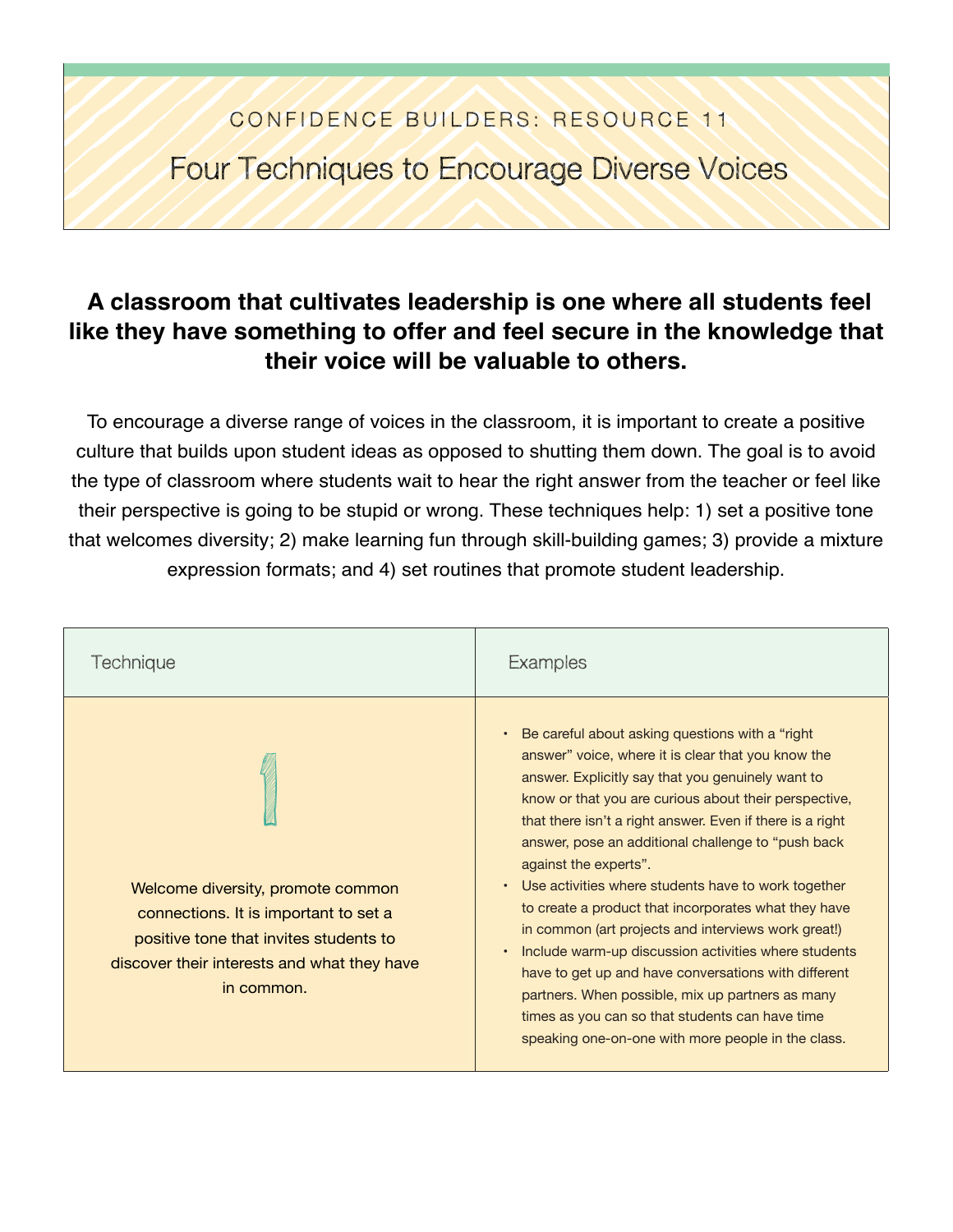CONFIDENCE BUILDERS: RESOURCE 11

# Four Techniques to Encourage Diverse Voices

**A classroom that cultivates leadership is one where all students feel like they have something to offer and feel secure in the knowledge that their voice will be valuable to others.**

To encourage a diverse range of voices in the classroom, it is important to create a positive culture that builds upon student ideas as opposed to shutting them down. The goal is to avoid the type of classroom where students wait to hear the right answer from the teacher or feel like their perspective is going to be stupid or wrong. These techniques help: 1) set a positive tone that welcomes diversity; 2) make learning fun through skill-building games; 3) provide a mixture expression formats; and 4) set routines that promote student leadership.

| Technique | Examples |
|---|---|
| 1<br><br>Welcome diversity, promote common connections. It is important to set a positive tone that invites students to discover their interests and what they have in common. | • Be careful about asking questions with a "right answer" voice, where it is clear that you know the answer. Explicitly say that you genuinely want to know or that you are curious about their perspective, that there isn't a right answer. Even if there is a right answer, pose an additional challenge to "push back against the experts".<br>• Use activities where students have to work together to create a product that incorporates what they have in common (art projects and interviews work great!)<br>• Include warm-up discussion activities where students have to get up and have conversations with different partners. When possible, mix up partners as many times as you can so that students can have time speaking one-on-one with more people in the class. |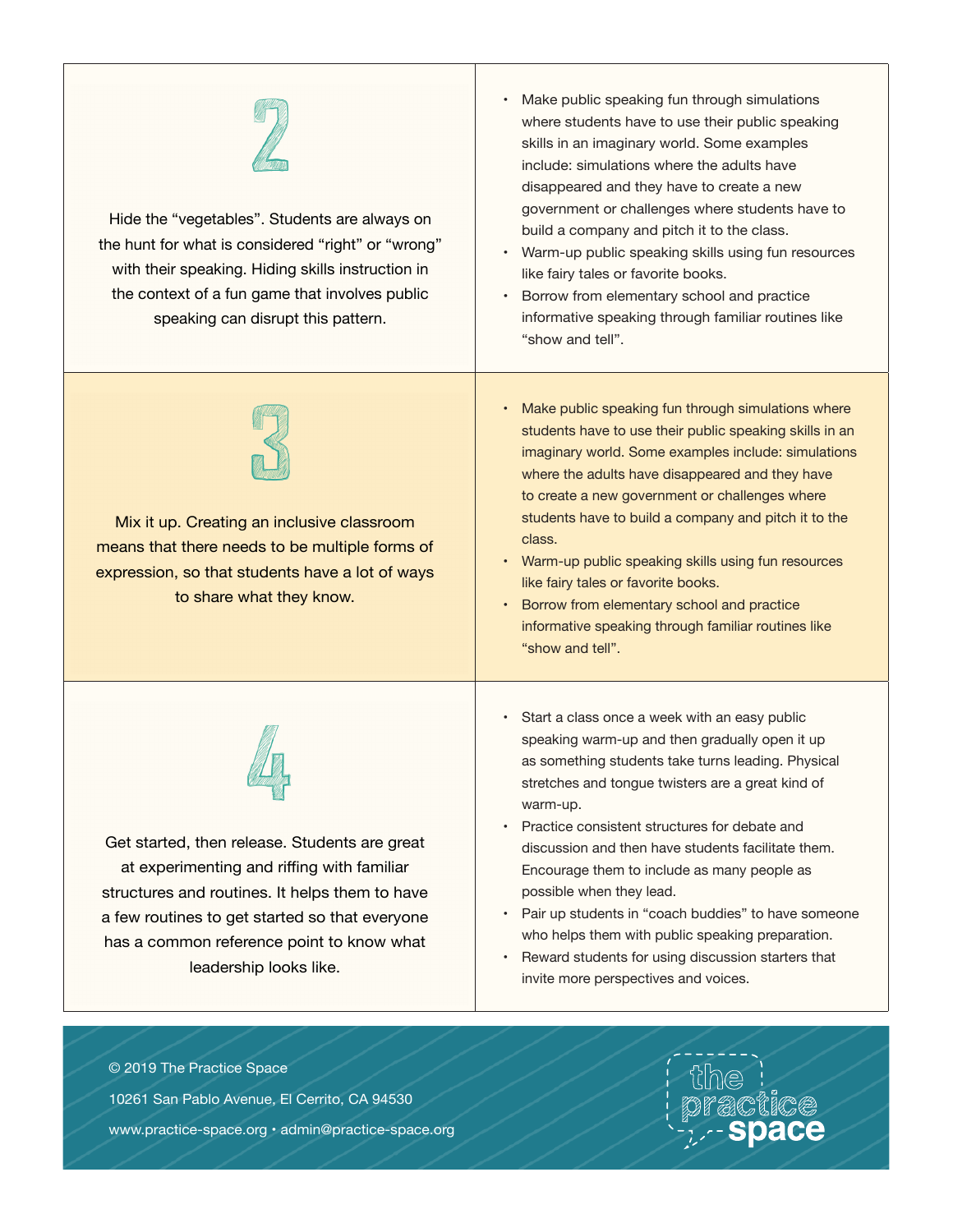| | |
|---|---|
| **2**<br><br>Hide the "vegetables". Students are always on the hunt for what is considered "right" or "wrong" with their speaking. Hiding skills instruction in the context of a fun game that involves public speaking can disrupt this pattern. | • Make public speaking fun through simulations where students have to use their public speaking skills in an imaginary world. Some examples include: simulations where the adults have disappeared and they have to create a new government or challenges where students have to build a company and pitch it to the class.<br>• Warm-up public speaking skills using fun resources like fairy tales or favorite books.<br>• Borrow from elementary school and practice informative speaking through familiar routines like "show and tell". |
| **3**<br><br>Mix it up. Creating an inclusive classroom means that there needs to be multiple forms of expression, so that students have a lot of ways to share what they know. | • Make public speaking fun through simulations where students have to use their public speaking skills in an imaginary world. Some examples include: simulations where the adults have disappeared and they have to create a new government or challenges where students have to build a company and pitch it to the class.<br>• Warm-up public speaking skills using fun resources like fairy tales or favorite books.<br>• Borrow from elementary school and practice informative speaking through familiar routines like "show and tell". |
| **4**<br><br>Get started, then release. Students are great at experimenting and riffing with familiar structures and routines. It helps them to have a few routines to get started so that everyone has a common reference point to know what leadership looks like. | • Start a class once a week with an easy public speaking warm-up and then gradually open it up as something students take turns leading. Physical stretches and tongue twisters are a great kind of warm-up.<br>• Practice consistent structures for debate and discussion and then have students facilitate them. Encourage them to include as many people as possible when they lead.<br>• Pair up students in "coach buddies" to have someone who helps them with public speaking preparation.<br>• Reward students for using discussion starters that invite more perspectives and voices. |

© 2019 The Practice Space

10261 San Pablo Avenue, El Cerrito, CA 94530

www.practice-space.org • admin@practice-space.org

the practice space